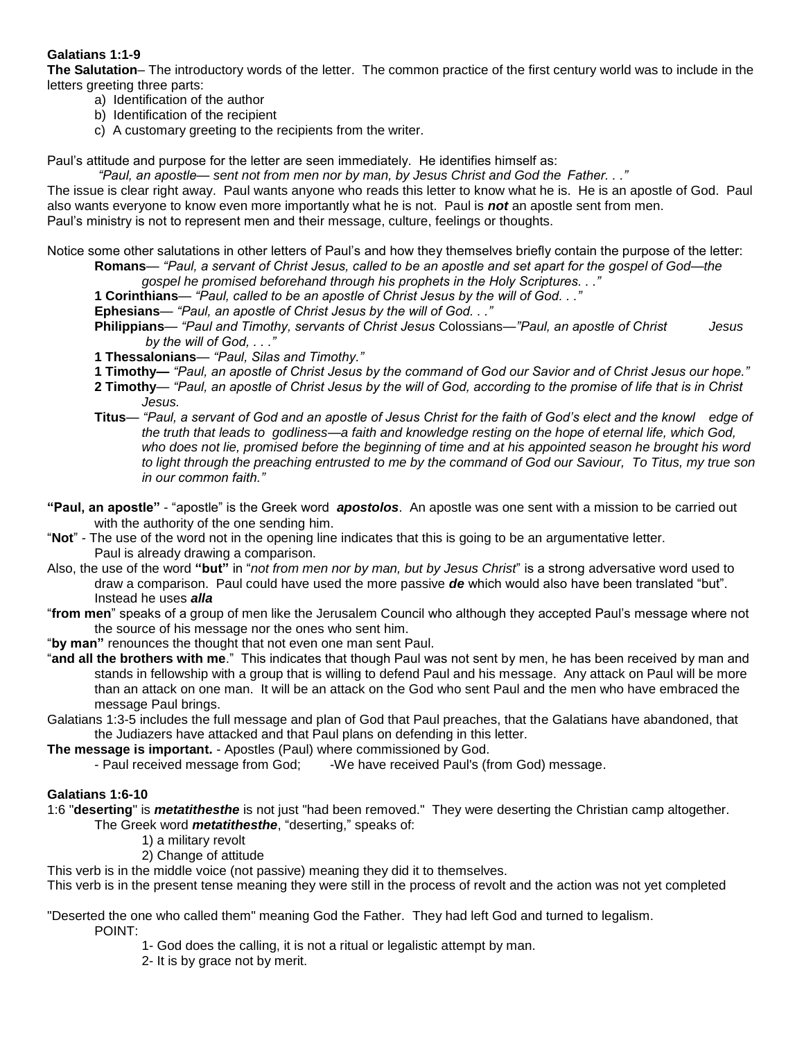**Galatians 1:1-9**

**The Salutation**– The introductory words of the letter. The common practice of the first century world was to include in the letters greeting three parts:

a) Identification of the author
b) Identification of the recipient
c) A customary greeting to the recipients from the writer.

Paul's attitude and purpose for the letter are seen immediately. He identifies himself as:

*"Paul, an apostle— sent not from men nor by man, by Jesus Christ and God the Father. . ."*

The issue is clear right away. Paul wants anyone who reads this letter to know what he is. He is an apostle of God. Paul also wants everyone to know even more importantly what he is not. Paul is ***not*** an apostle sent from men.
Paul's ministry is not to represent men and their message, culture, feelings or thoughts.

Notice some other salutations in other letters of Paul's and how they themselves briefly contain the purpose of the letter:

**Romans**— *"Paul, a servant of Christ Jesus, called to be an apostle and set apart for the gospel of God—the gospel he promised beforehand through his prophets in the Holy Scriptures. . ."*

**1 Corinthians**— *"Paul, called to be an apostle of Christ Jesus by the will of God. . ."*

**Ephesians**— *"Paul, an apostle of Christ Jesus by the will of God. . ."*

**Philippians**— *"Paul and Timothy, servants of Christ Jesus* Colossians—*"Paul, an apostle of Christ Jesus by the will of God, . . ."*

**1 Thessalonians**— *"Paul, Silas and Timothy."*

**1 Timothy—** *"Paul, an apostle of Christ Jesus by the command of God our Savior and of Christ Jesus our hope."*

**2 Timothy**— *"Paul, an apostle of Christ Jesus by the will of God, according to the promise of life that is in Christ Jesus.*

**Titus**— *"Paul, a servant of God and an apostle of Jesus Christ for the faith of God's elect and the knowl edge of the truth that leads to godliness—a faith and knowledge resting on the hope of eternal life, which God, who does not lie, promised before the beginning of time and at his appointed season he brought his word to light through the preaching entrusted to me by the command of God our Saviour, To Titus, my true son in our common faith."*

**"Paul, an apostle"** - "apostle" is the Greek word ***apostolos***. An apostle was one sent with a mission to be carried out with the authority of the one sending him.

"**Not**" - The use of the word not in the opening line indicates that this is going to be an argumentative letter. Paul is already drawing a comparison.

Also, the use of the word **"but"** in "*not from men nor by man, but by Jesus Christ*" is a strong adversative word used to draw a comparison. Paul could have used the more passive ***de*** which would also have been translated "but". Instead he uses ***alla***

"**from men**" speaks of a group of men like the Jerusalem Council who although they accepted Paul's message where not the source of his message nor the ones who sent him.

"**by man"** renounces the thought that not even one man sent Paul.

"**and all the brothers with me**." This indicates that though Paul was not sent by men, he has been received by man and stands in fellowship with a group that is willing to defend Paul and his message. Any attack on Paul will be more than an attack on one man. It will be an attack on the God who sent Paul and the men who have embraced the message Paul brings.

Galatians 1:3-5 includes the full message and plan of God that Paul preaches, that the Galatians have abandoned, that the Judiazers have attacked and that Paul plans on defending in this letter.

**The message is important.** - Apostles (Paul) where commissioned by God.

- Paul received message from God; -We have received Paul's (from God) message.

**Galatians 1:6-10**

1:6 "**deserting**" is ***metatithesthe*** is not just "had been removed." They were deserting the Christian camp altogether.
The Greek word ***metatithesthe***, "deserting," speaks of:

1) a military revolt
2) Change of attitude

This verb is in the middle voice (not passive) meaning they did it to themselves.
This verb is in the present tense meaning they were still in the process of revolt and the action was not yet completed

"Deserted the one who called them" meaning God the Father. They had left God and turned to legalism.

POINT:

1- God does the calling, it is not a ritual or legalistic attempt by man.
2- It is by grace not by merit.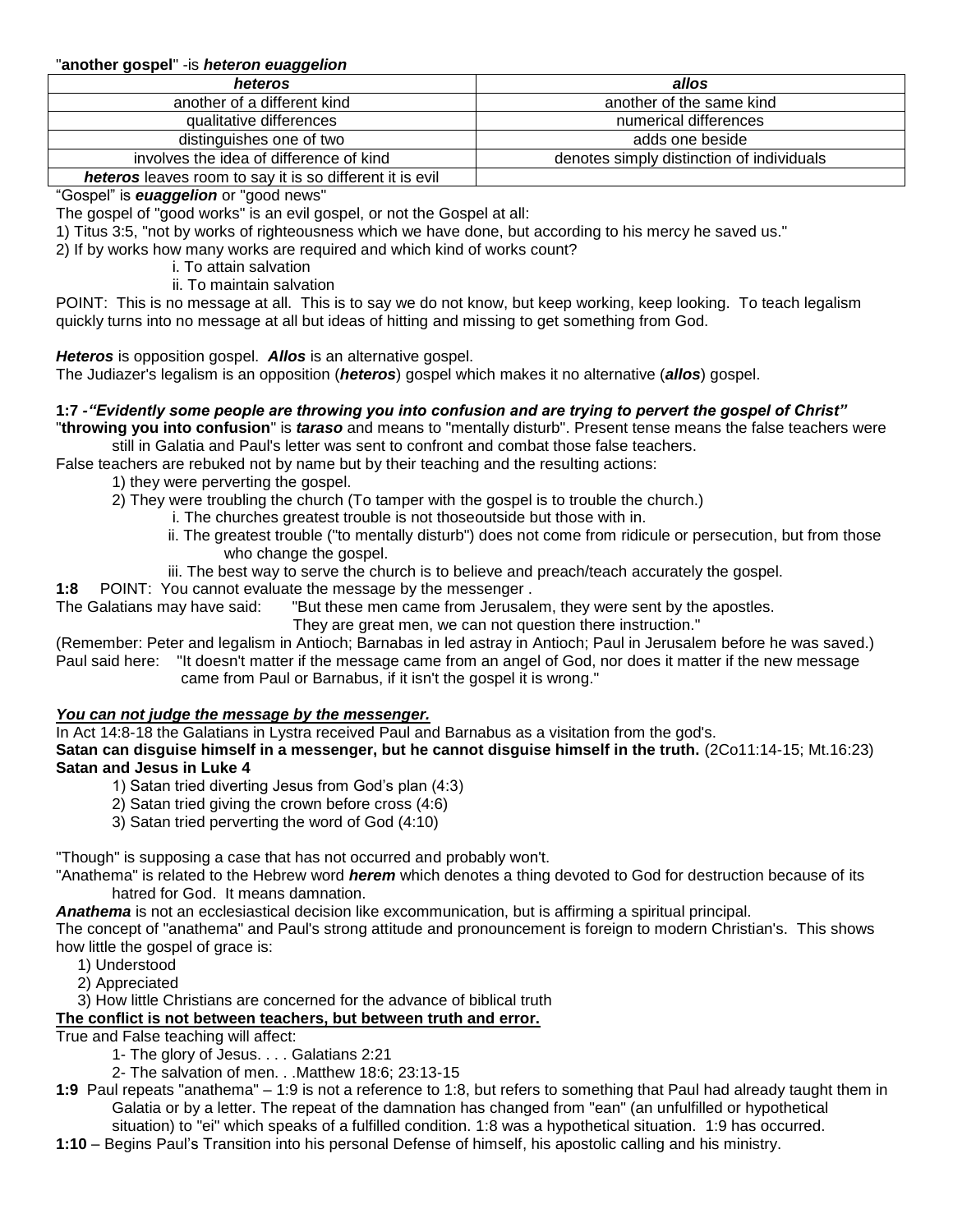"**another gospel**" -is ***heteron euaggelion***

| ***heteros*** | ***allos*** |
|---|---|
| another of a different kind | another of the same kind |
| qualitative differences | numerical differences |
| distinguishes one of two | adds one beside |
| involves the idea of difference of kind | denotes simply distinction of individuals |
| ***heteros*** leaves room to say it is so different it is evil | |

"Gospel" is ***euaggelion*** or "good news"

The gospel of "good works" is an evil gospel, or not the Gospel at all:

1) Titus 3:5, "not by works of righteousness which we have done, but according to his mercy he saved us."

2) If by works how many works are required and which kind of works count?

  i. To attain salvation

  ii. To maintain salvation

POINT: This is no message at all. This is to say we do not know, but keep working, keep looking. To teach legalism quickly turns into no message at all but ideas of hitting and missing to get something from God.

***Heteros*** is opposition gospel. ***Allos*** is an alternative gospel.

The Judiazer's legalism is an opposition (***heteros***) gospel which makes it no alternative (***allos***) gospel.

**1:7 -*"Evidently some people are throwing you into confusion and are trying to pervert the gospel of Christ"***

"**throwing you into confusion**" is ***taraso*** and means to "mentally disturb". Present tense means the false teachers were still in Galatia and Paul's letter was sent to confront and combat those false teachers.

False teachers are rebuked not by name but by their teaching and the resulting actions:

1) they were perverting the gospel.

2) They were troubling the church (To tamper with the gospel is to trouble the church.)

  i. The churches greatest trouble is not thoseoutside but those with in.

  ii. The greatest trouble ("to mentally disturb") does not come from ridicule or persecution, but from those who change the gospel.

  iii. The best way to serve the church is to believe and preach/teach accurately the gospel.

**1:8** POINT: You cannot evaluate the message by the messenger .

The Galatians may have said: "But these men came from Jerusalem, they were sent by the apostles. They are great men, we can not question there instruction."

(Remember: Peter and legalism in Antioch; Barnabas in led astray in Antioch; Paul in Jerusalem before he was saved.)

Paul said here: "It doesn't matter if the message came from an angel of God, nor does it matter if the new message came from Paul or Barnabus, if it isn't the gospel it is wrong."

***<u>You can not judge the message by the messenger.</u>***

In Act 14:8-18 the Galatians in Lystra received Paul and Barnabus as a visitation from the god's.

**Satan can disguise himself in a messenger, but he cannot disguise himself in the truth.** (2Co11:14-15; Mt.16:23)

**Satan and Jesus in Luke 4**

1) Satan tried diverting Jesus from God's plan (4:3)

2) Satan tried giving the crown before cross (4:6)

3) Satan tried perverting the word of God (4:10)

"Though" is supposing a case that has not occurred and probably won't.

"Anathema" is related to the Hebrew word ***herem*** which denotes a thing devoted to God for destruction because of its hatred for God. It means damnation.

***Anathema*** is not an ecclesiastical decision like excommunication, but is affirming a spiritual principal.

The concept of "anathema" and Paul's strong attitude and pronouncement is foreign to modern Christian's. This shows how little the gospel of grace is:

1) Understood

2) Appreciated

3) How little Christians are concerned for the advance of biblical truth

**<u>The conflict is not between teachers, but between truth and error.</u>**

True and False teaching will affect:

1- The glory of Jesus. . . . Galatians 2:21

2- The salvation of men. . .Matthew 18:6; 23:13-15

**1:9** Paul repeats "anathema" – 1:9 is not a reference to 1:8, but refers to something that Paul had already taught them in Galatia or by a letter. The repeat of the damnation has changed from "ean" (an unfulfilled or hypothetical situation) to "ei" which speaks of a fulfilled condition. 1:8 was a hypothetical situation. 1:9 has occurred.

**1:10** – Begins Paul's Transition into his personal Defense of himself, his apostolic calling and his ministry.